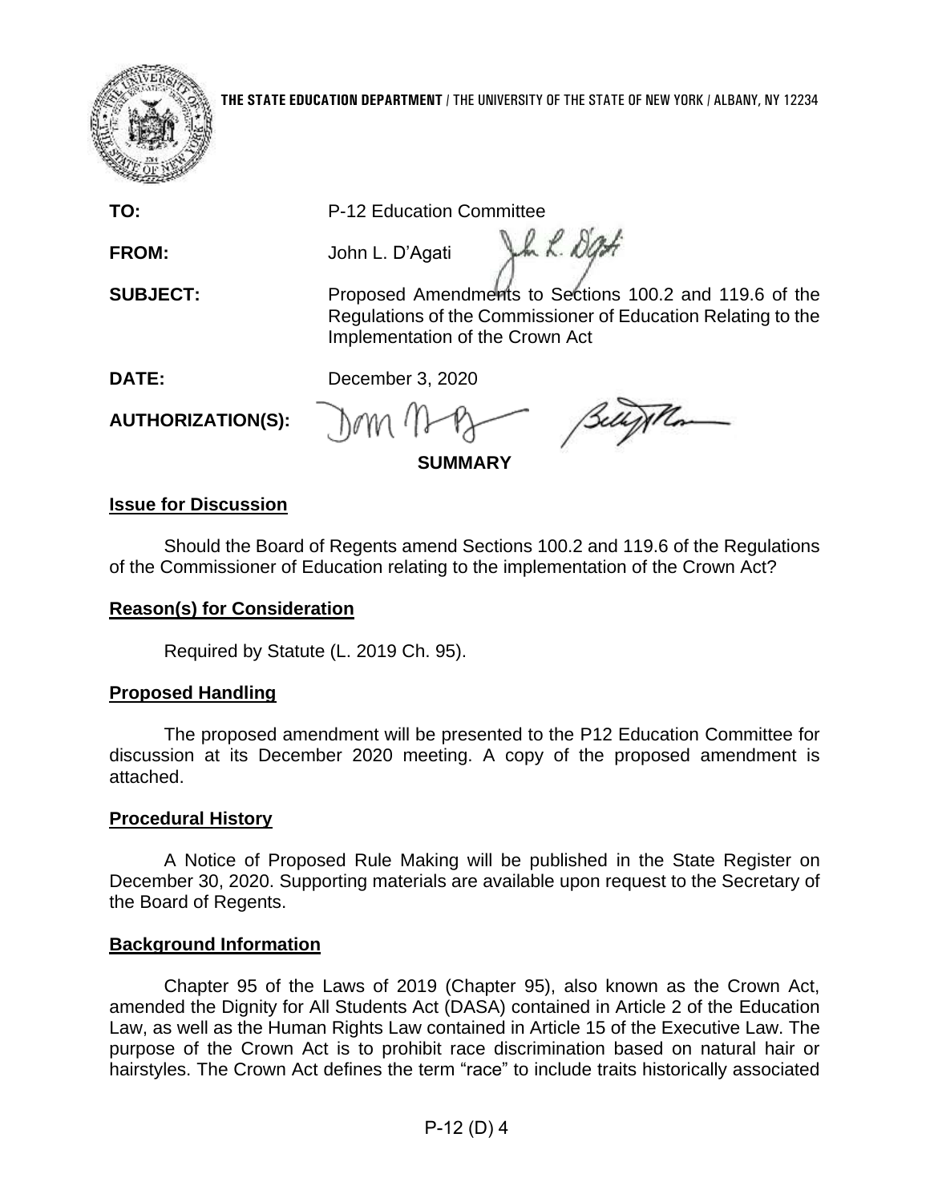**THE STATE EDUCATION DEPARTMENT** / THE UNIVERSITY OF THE STATE OF NEW YORK / ALBANY, NY 12234

**TO:** P-12 Education Committee

**FROM:** John L. D'Agati

**SUBJECT:** Proposed Amendments to Sections 100.2 and 119.6 of the Regulations of the Commissioner of Education Relating to the Implementation of the Crown Act

**DATE:** December 3, 2020

**AUTHORIZATION(S):**

**SUMMARY**

**Issue for Discussion**

Should the Board of Regents amend Sections 100.2 and 119.6 of the Regulations of the Commissioner of Education relating to the implementation of the Crown Act?

**Reason(s) for Consideration**

Required by Statute (L. 2019 Ch. 95).

**Proposed Handling**

The proposed amendment will be presented to the P12 Education Committee for discussion at its December 2020 meeting. A copy of the proposed amendment is attached.

**Procedural History**

A Notice of Proposed Rule Making will be published in the State Register on December 30, 2020. Supporting materials are available upon request to the Secretary of the Board of Regents.

**Background Information**

Chapter 95 of the Laws of 2019 (Chapter 95), also known as the Crown Act, amended the Dignity for All Students Act (DASA) contained in Article 2 of the Education Law, as well as the Human Rights Law contained in Article 15 of the Executive Law. The purpose of the Crown Act is to prohibit race discrimination based on natural hair or hairstyles. The Crown Act defines the term "race" to include traits historically associated

P-12 (D) 4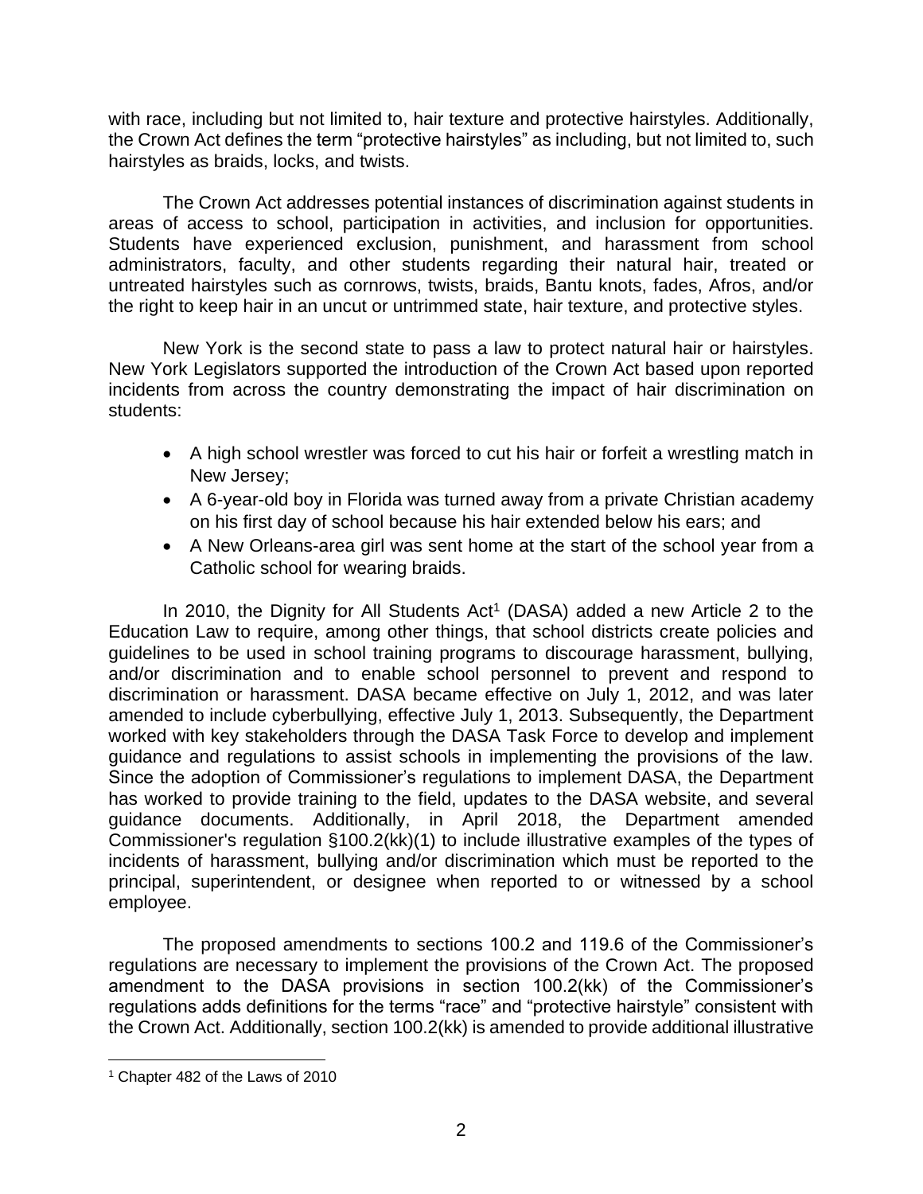with race, including but not limited to, hair texture and protective hairstyles. Additionally, the Crown Act defines the term "protective hairstyles" as including, but not limited to, such hairstyles as braids, locks, and twists.

The Crown Act addresses potential instances of discrimination against students in areas of access to school, participation in activities, and inclusion for opportunities. Students have experienced exclusion, punishment, and harassment from school administrators, faculty, and other students regarding their natural hair, treated or untreated hairstyles such as cornrows, twists, braids, Bantu knots, fades, Afros, and/or the right to keep hair in an uncut or untrimmed state, hair texture, and protective styles.

New York is the second state to pass a law to protect natural hair or hairstyles. New York Legislators supported the introduction of the Crown Act based upon reported incidents from across the country demonstrating the impact of hair discrimination on students:

- A high school wrestler was forced to cut his hair or forfeit a wrestling match in New Jersey;
- A 6-year-old boy in Florida was turned away from a private Christian academy on his first day of school because his hair extended below his ears; and
- A New Orleans-area girl was sent home at the start of the school year from a Catholic school for wearing braids.

In 2010, the Dignity for All Students Act[1] (DASA) added a new Article 2 to the Education Law to require, among other things, that school districts create policies and guidelines to be used in school training programs to discourage harassment, bullying, and/or discrimination and to enable school personnel to prevent and respond to discrimination or harassment. DASA became effective on July 1, 2012, and was later amended to include cyberbullying, effective July 1, 2013. Subsequently, the Department worked with key stakeholders through the DASA Task Force to develop and implement guidance and regulations to assist schools in implementing the provisions of the law. Since the adoption of Commissioner's regulations to implement DASA, the Department has worked to provide training to the field, updates to the DASA website, and several guidance documents. Additionally, in April 2018, the Department amended Commissioner's regulation §100.2(kk)(1) to include illustrative examples of the types of incidents of harassment, bullying and/or discrimination which must be reported to the principal, superintendent, or designee when reported to or witnessed by a school employee.

The proposed amendments to sections 100.2 and 119.6 of the Commissioner's regulations are necessary to implement the provisions of the Crown Act. The proposed amendment to the DASA provisions in section 100.2(kk) of the Commissioner's regulations adds definitions for the terms "race" and "protective hairstyle" consistent with the Crown Act. Additionally, section 100.2(kk) is amended to provide additional illustrative

[1] Chapter 482 of the Laws of 2010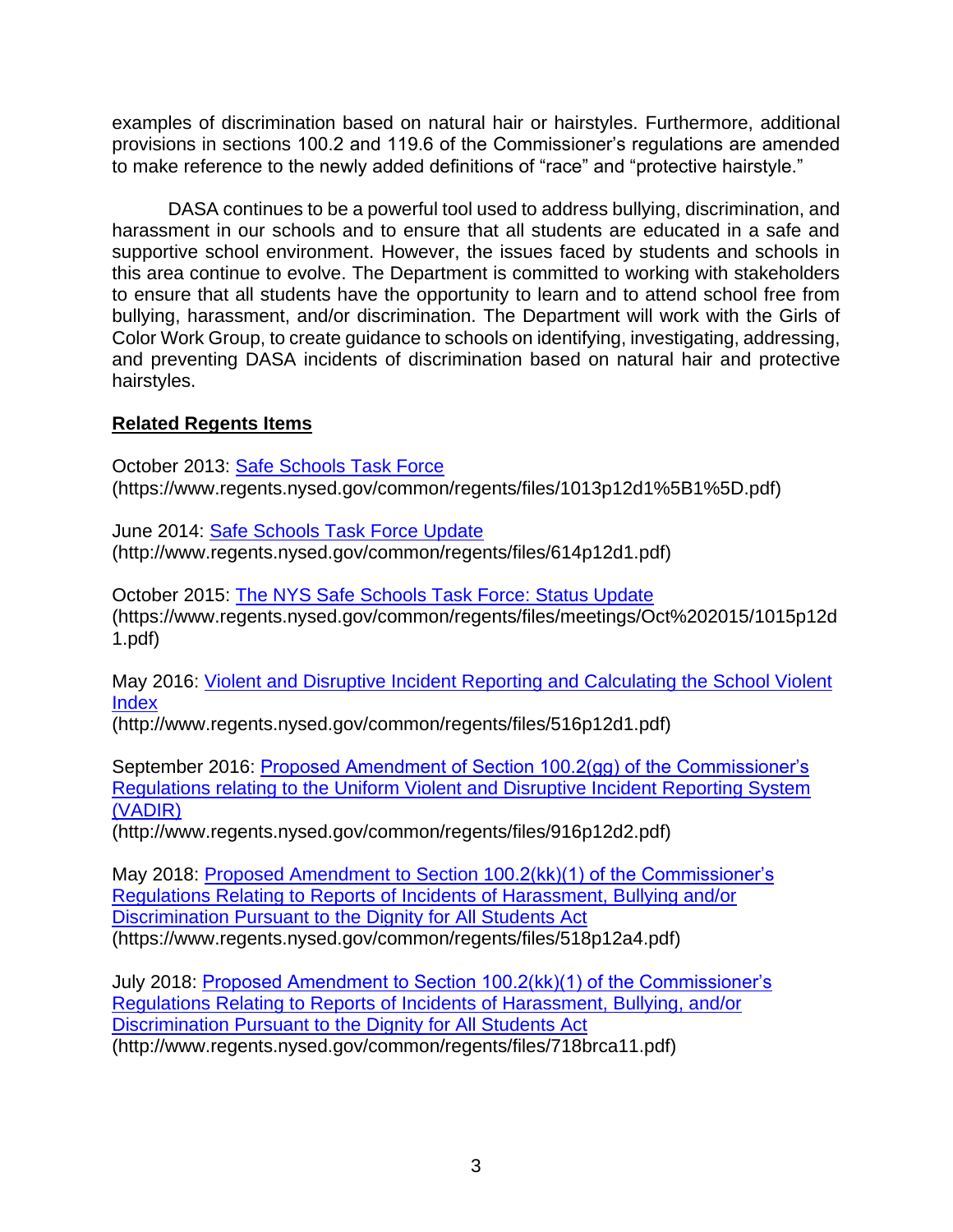examples of discrimination based on natural hair or hairstyles. Furthermore, additional provisions in sections 100.2 and 119.6 of the Commissioner's regulations are amended to make reference to the newly added definitions of "race" and "protective hairstyle."

DASA continues to be a powerful tool used to address bullying, discrimination, and harassment in our schools and to ensure that all students are educated in a safe and supportive school environment. However, the issues faced by students and schools in this area continue to evolve. The Department is committed to working with stakeholders to ensure that all students have the opportunity to learn and to attend school free from bullying, harassment, and/or discrimination. The Department will work with the Girls of Color Work Group, to create guidance to schools on identifying, investigating, addressing, and preventing DASA incidents of discrimination based on natural hair and protective hairstyles.

**Related Regents Items**

October 2013: Safe Schools Task Force
(https://www.regents.nysed.gov/common/regents/files/1013p12d1%5B1%5D.pdf)

June 2014: Safe Schools Task Force Update
(http://www.regents.nysed.gov/common/regents/files/614p12d1.pdf)

October 2015: The NYS Safe Schools Task Force: Status Update
(https://www.regents.nysed.gov/common/regents/files/meetings/Oct%202015/1015p12d1.pdf)

May 2016: Violent and Disruptive Incident Reporting and Calculating the School Violent Index
(http://www.regents.nysed.gov/common/regents/files/516p12d1.pdf)

September 2016: Proposed Amendment of Section 100.2(gg) of the Commissioner's Regulations relating to the Uniform Violent and Disruptive Incident Reporting System (VADIR)
(http://www.regents.nysed.gov/common/regents/files/916p12d2.pdf)

May 2018: Proposed Amendment to Section 100.2(kk)(1) of the Commissioner's Regulations Relating to Reports of Incidents of Harassment, Bullying and/or Discrimination Pursuant to the Dignity for All Students Act
(https://www.regents.nysed.gov/common/regents/files/518p12a4.pdf)

July 2018: Proposed Amendment to Section 100.2(kk)(1) of the Commissioner's Regulations Relating to Reports of Incidents of Harassment, Bullying, and/or Discrimination Pursuant to the Dignity for All Students Act
(http://www.regents.nysed.gov/common/regents/files/718brca11.pdf)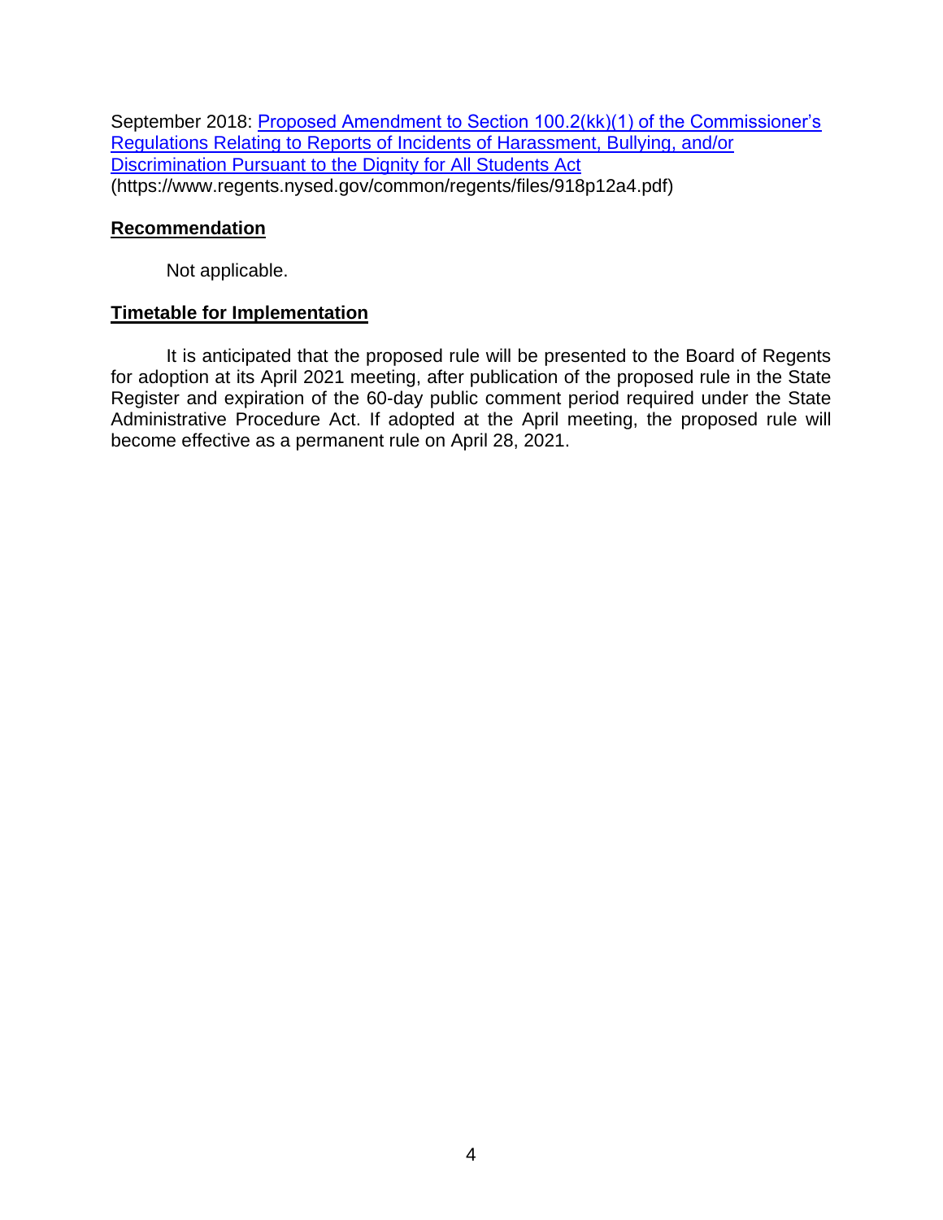September 2018: [Proposed Amendment to Section 100.2(kk)(1) of the Commissioner's Regulations Relating to Reports of Incidents of Harassment, Bullying, and/or Discrimination Pursuant to the Dignity for All Students Act](https://www.regents.nysed.gov/common/regents/files/918p12a4.pdf) (https://www.regents.nysed.gov/common/regents/files/918p12a4.pdf)

**Recommendation**

Not applicable.

**Timetable for Implementation**

It is anticipated that the proposed rule will be presented to the Board of Regents for adoption at its April 2021 meeting, after publication of the proposed rule in the State Register and expiration of the 60-day public comment period required under the State Administrative Procedure Act. If adopted at the April meeting, the proposed rule will become effective as a permanent rule on April 28, 2021.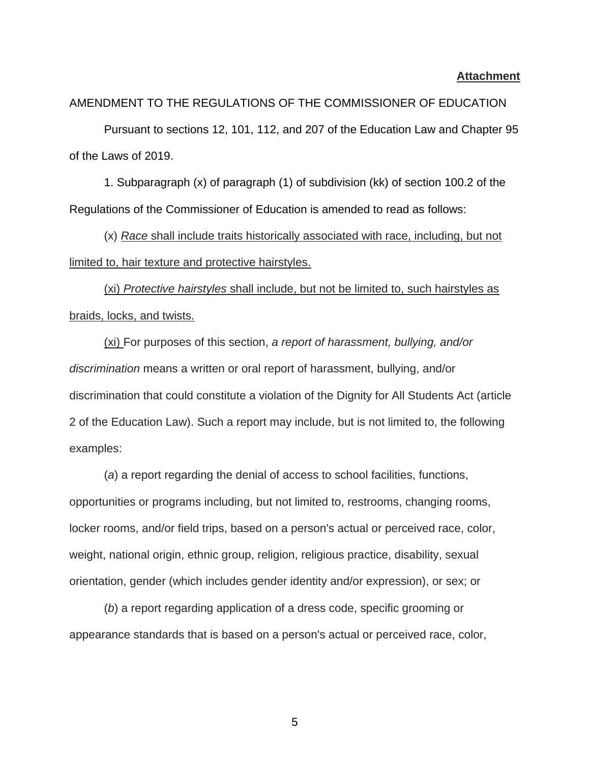**Attachment**

AMENDMENT TO THE REGULATIONS OF THE COMMISSIONER OF EDUCATION

Pursuant to sections 12, 101, 112, and 207 of the Education Law and Chapter 95 of the Laws of 2019.

1. Subparagraph (x) of paragraph (1) of subdivision (kk) of section 100.2 of the Regulations of the Commissioner of Education is amended to read as follows:

(x) <u>*Race* shall include traits historically associated with race, including, but not limited to, hair texture and protective hairstyles.</u>

<u>(xi) *Protective hairstyles* shall include, but not be limited to, such hairstyles as braids, locks, and twists.</u>

<u>(xi)</u> For purposes of this section, *a report of harassment, bullying, and/or discrimination* means a written or oral report of harassment, bullying, and/or discrimination that could constitute a violation of the Dignity for All Students Act (article 2 of the Education Law). Such a report may include, but is not limited to, the following examples:

(*a*) a report regarding the denial of access to school facilities, functions, opportunities or programs including, but not limited to, restrooms, changing rooms, locker rooms, and/or field trips, based on a person's actual or perceived race, color, weight, national origin, ethnic group, religion, religious practice, disability, sexual orientation, gender (which includes gender identity and/or expression), or sex; or

(*b*) a report regarding application of a dress code, specific grooming or appearance standards that is based on a person's actual or perceived race, color,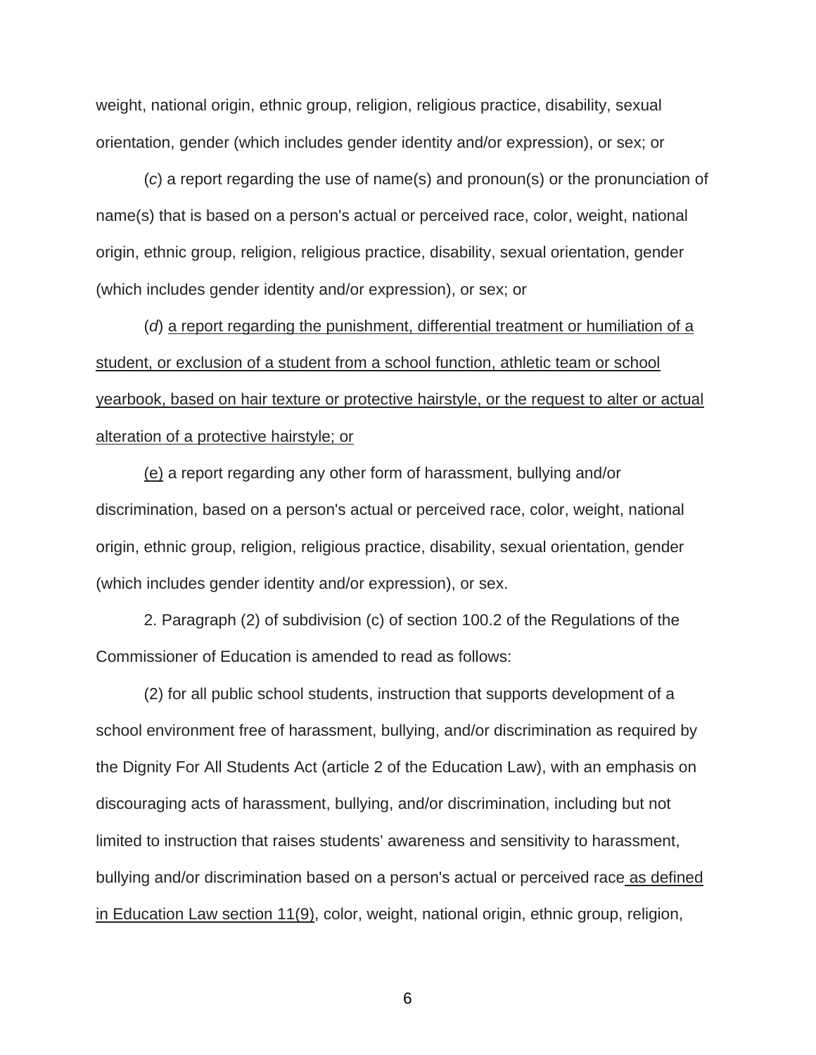weight, national origin, ethnic group, religion, religious practice, disability, sexual orientation, gender (which includes gender identity and/or expression), or sex; or

(*c*) a report regarding the use of name(s) and pronoun(s) or the pronunciation of name(s) that is based on a person's actual or perceived race, color, weight, national origin, ethnic group, religion, religious practice, disability, sexual orientation, gender (which includes gender identity and/or expression), or sex; or

(*d*) <u>a report regarding the punishment, differential treatment or humiliation of a student, or exclusion of a student from a school function, athletic team or school yearbook, based on hair texture or protective hairstyle, or the request to alter or actual alteration of a protective hairstyle; or</u>

<u>(e)</u> a report regarding any other form of harassment, bullying and/or discrimination, based on a person's actual or perceived race, color, weight, national origin, ethnic group, religion, religious practice, disability, sexual orientation, gender (which includes gender identity and/or expression), or sex.

2. Paragraph (2) of subdivision (c) of section 100.2 of the Regulations of the Commissioner of Education is amended to read as follows:

(2) for all public school students, instruction that supports development of a school environment free of harassment, bullying, and/or discrimination as required by the Dignity For All Students Act (article 2 of the Education Law), with an emphasis on discouraging acts of harassment, bullying, and/or discrimination, including but not limited to instruction that raises students' awareness and sensitivity to harassment, bullying and/or discrimination based on a person's actual or perceived race <u>as defined in Education Law section 11(9)</u>, color, weight, national origin, ethnic group, religion,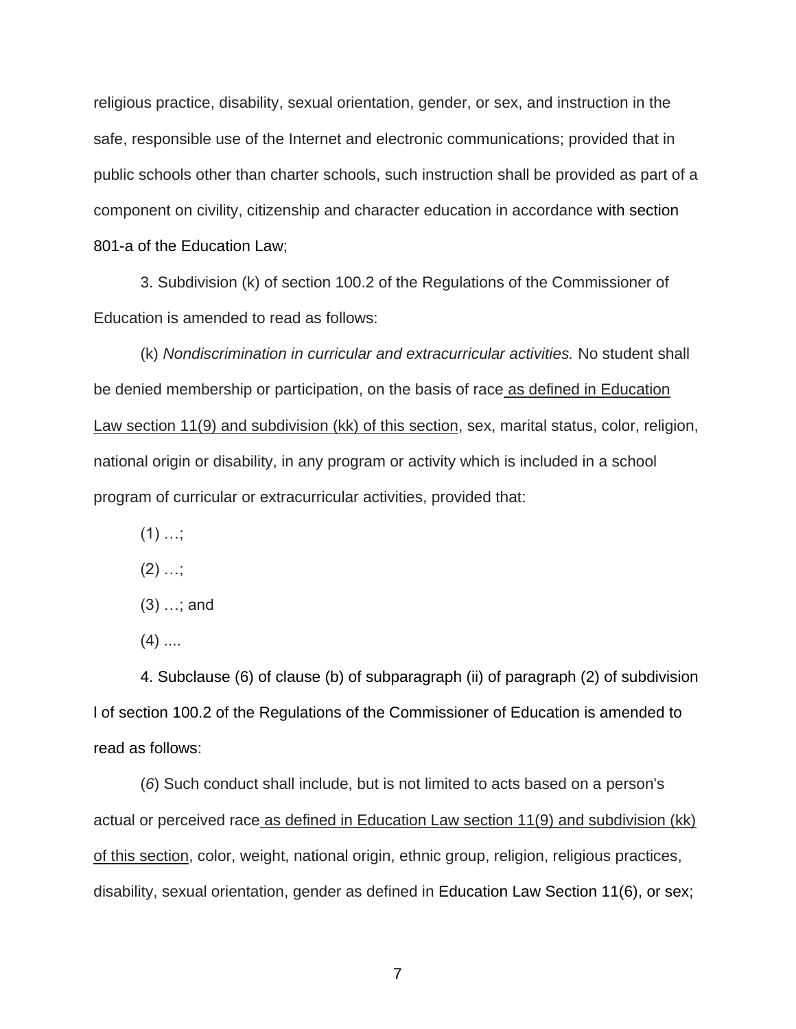religious practice, disability, sexual orientation, gender, or sex, and instruction in the safe, responsible use of the Internet and electronic communications; provided that in public schools other than charter schools, such instruction shall be provided as part of a component on civility, citizenship and character education in accordance with section 801-a of the Education Law;

3. Subdivision (k) of section 100.2 of the Regulations of the Commissioner of Education is amended to read as follows:

(k) *Nondiscrimination in curricular and extracurricular activities.* No student shall be denied membership or participation, on the basis of race <u>as defined in Education Law section 11(9) and subdivision (kk) of this section</u>, sex, marital status, color, religion, national origin or disability, in any program or activity which is included in a school program of curricular or extracurricular activities, provided that:

(1) …;

(2) …;

(3) …; and

(4) ....

4. Subclause (6) of clause (b) of subparagraph (ii) of paragraph (2) of subdivision l of section 100.2 of the Regulations of the Commissioner of Education is amended to read as follows:

(*6*) Such conduct shall include, but is not limited to acts based on a person's actual or perceived race <u>as defined in Education Law section 11(9) and subdivision (kk) of this section</u>, color, weight, national origin, ethnic group, religion, religious practices, disability, sexual orientation, gender as defined in Education Law Section 11(6), or sex;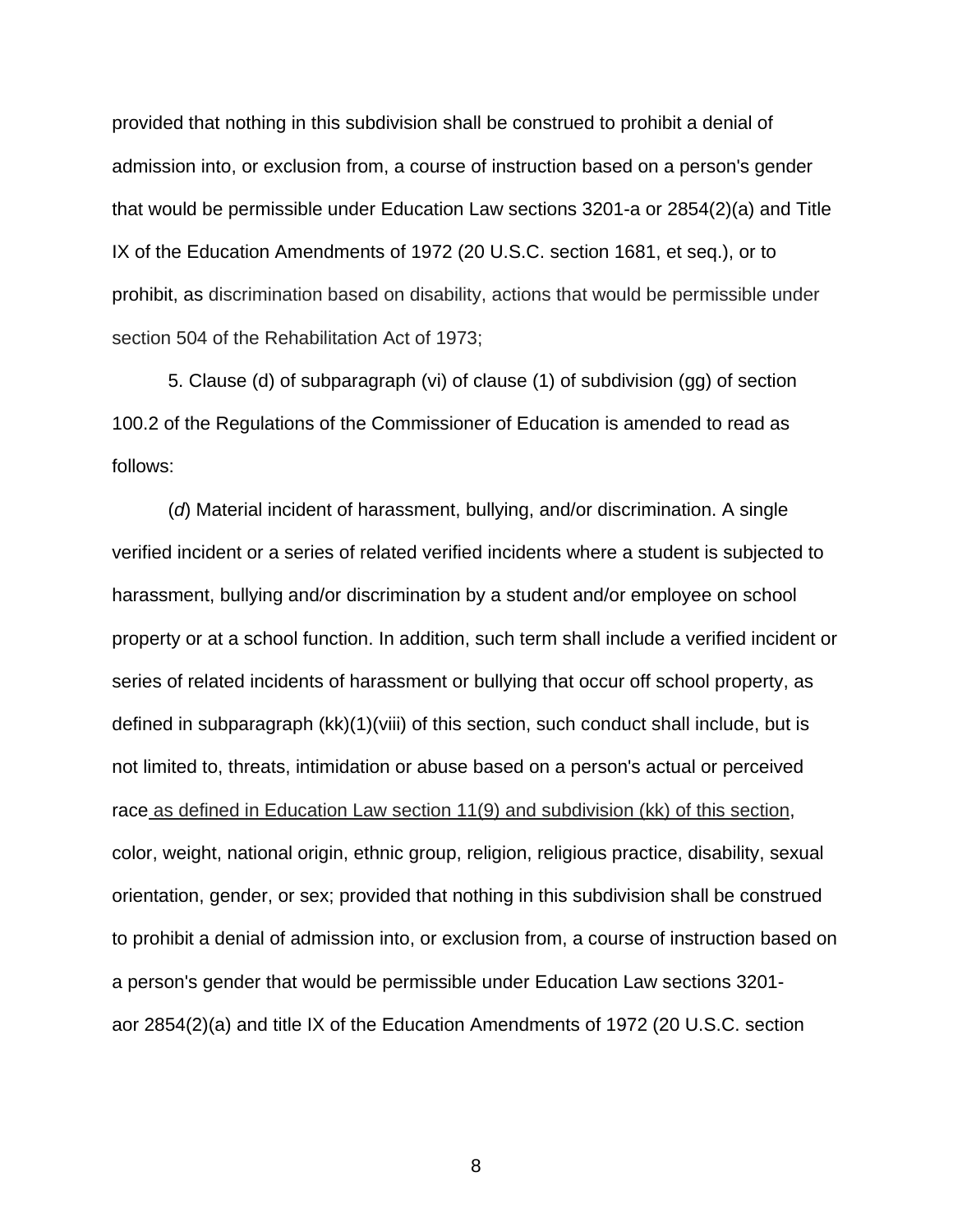provided that nothing in this subdivision shall be construed to prohibit a denial of admission into, or exclusion from, a course of instruction based on a person's gender that would be permissible under Education Law sections 3201-a or 2854(2)(a) and Title IX of the Education Amendments of 1972 (20 U.S.C. section 1681, et seq.), or to prohibit, as discrimination based on disability, actions that would be permissible under section 504 of the Rehabilitation Act of 1973;

5. Clause (d) of subparagraph (vi) of clause (1) of subdivision (gg) of section 100.2 of the Regulations of the Commissioner of Education is amended to read as follows:

(*d*) Material incident of harassment, bullying, and/or discrimination. A single verified incident or a series of related verified incidents where a student is subjected to harassment, bullying and/or discrimination by a student and/or employee on school property or at a school function. In addition, such term shall include a verified incident or series of related incidents of harassment or bullying that occur off school property, as defined in subparagraph (kk)(1)(viii) of this section, such conduct shall include, but is not limited to, threats, intimidation or abuse based on a person's actual or perceived race<u> as defined in Education Law section 11(9) and subdivision (kk) of this section</u>, color, weight, national origin, ethnic group, religion, religious practice, disability, sexual orientation, gender, or sex; provided that nothing in this subdivision shall be construed to prohibit a denial of admission into, or exclusion from, a course of instruction based on a person's gender that would be permissible under Education Law sections 3201-aor 2854(2)(a) and title IX of the Education Amendments of 1972 (20 U.S.C. section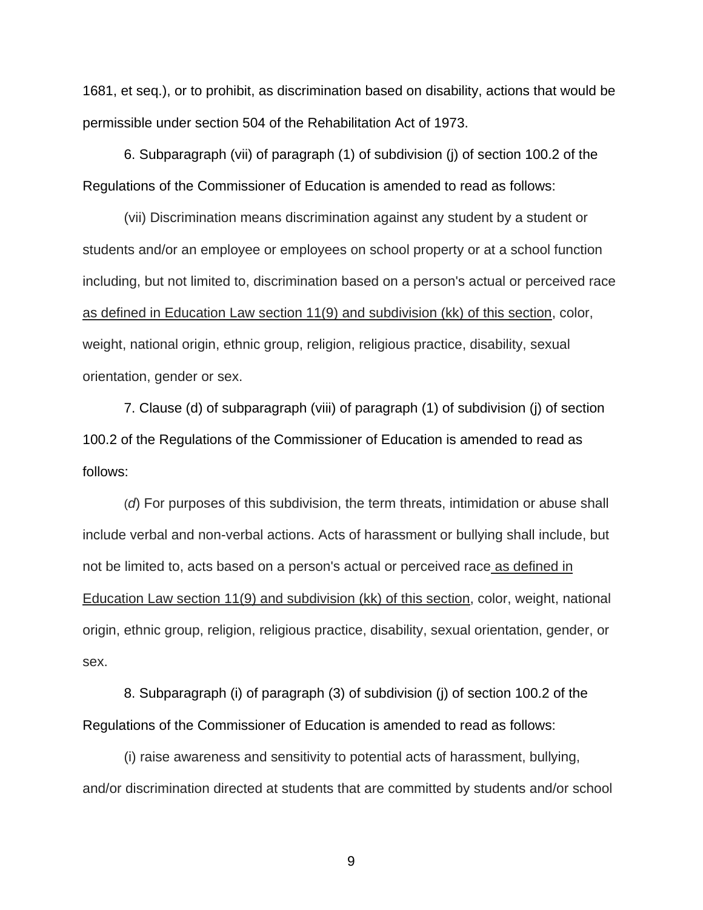1681, et seq.), or to prohibit, as discrimination based on disability, actions that would be permissible under section 504 of the Rehabilitation Act of 1973.

6. Subparagraph (vii) of paragraph (1) of subdivision (j) of section 100.2 of the Regulations of the Commissioner of Education is amended to read as follows:

(vii) Discrimination means discrimination against any student by a student or students and/or an employee or employees on school property or at a school function including, but not limited to, discrimination based on a person's actual or perceived race <u>as defined in Education Law section 11(9) and subdivision (kk) of this section</u>, color, weight, national origin, ethnic group, religion, religious practice, disability, sexual orientation, gender or sex.

7. Clause (d) of subparagraph (viii) of paragraph (1) of subdivision (j) of section 100.2 of the Regulations of the Commissioner of Education is amended to read as follows:

(*d*) For purposes of this subdivision, the term threats, intimidation or abuse shall include verbal and non-verbal actions. Acts of harassment or bullying shall include, but not be limited to, acts based on a person's actual or perceived race <u>as defined in Education Law section 11(9) and subdivision (kk) of this section</u>, color, weight, national origin, ethnic group, religion, religious practice, disability, sexual orientation, gender, or sex.

8. Subparagraph (i) of paragraph (3) of subdivision (j) of section 100.2 of the Regulations of the Commissioner of Education is amended to read as follows:

(i) raise awareness and sensitivity to potential acts of harassment, bullying, and/or discrimination directed at students that are committed by students and/or school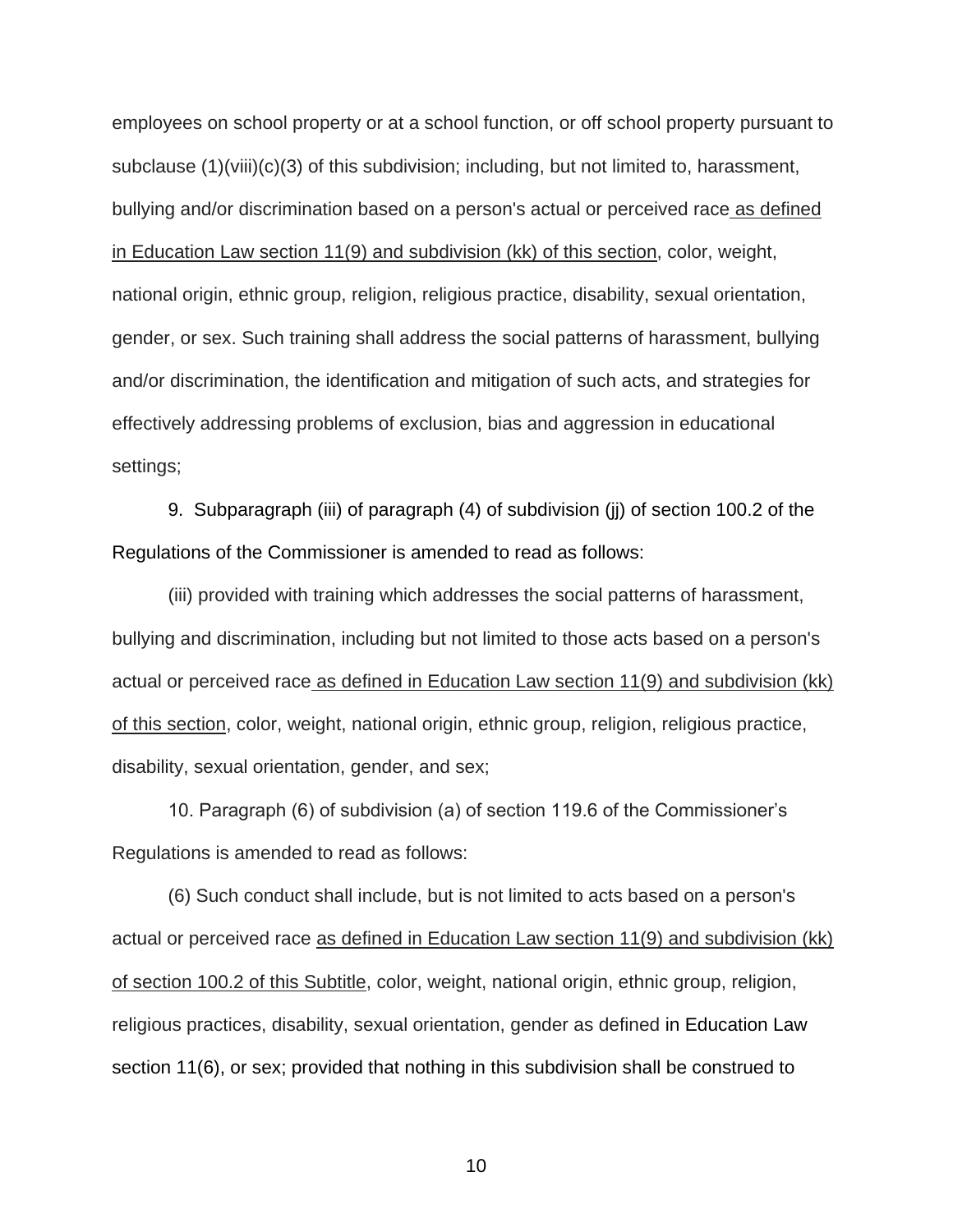employees on school property or at a school function, or off school property pursuant to subclause (1)(viii)(c)(3) of this subdivision; including, but not limited to, harassment, bullying and/or discrimination based on a person's actual or perceived race <u>as defined in Education Law section 11(9) and subdivision (kk) of this section</u>, color, weight, national origin, ethnic group, religion, religious practice, disability, sexual orientation, gender, or sex. Such training shall address the social patterns of harassment, bullying and/or discrimination, the identification and mitigation of such acts, and strategies for effectively addressing problems of exclusion, bias and aggression in educational settings;

9. Subparagraph (iii) of paragraph (4) of subdivision (jj) of section 100.2 of the Regulations of the Commissioner is amended to read as follows:

(iii) provided with training which addresses the social patterns of harassment, bullying and discrimination, including but not limited to those acts based on a person's actual or perceived race <u>as defined in Education Law section 11(9) and subdivision (kk) of this section</u>, color, weight, national origin, ethnic group, religion, religious practice, disability, sexual orientation, gender, and sex;

10. Paragraph (6) of subdivision (a) of section 119.6 of the Commissioner's Regulations is amended to read as follows:

(6) Such conduct shall include, but is not limited to acts based on a person's actual or perceived race <u>as defined in Education Law section 11(9) and subdivision (kk) of section 100.2 of this Subtitle</u>, color, weight, national origin, ethnic group, religion, religious practices, disability, sexual orientation, gender as defined in Education Law section 11(6), or sex; provided that nothing in this subdivision shall be construed to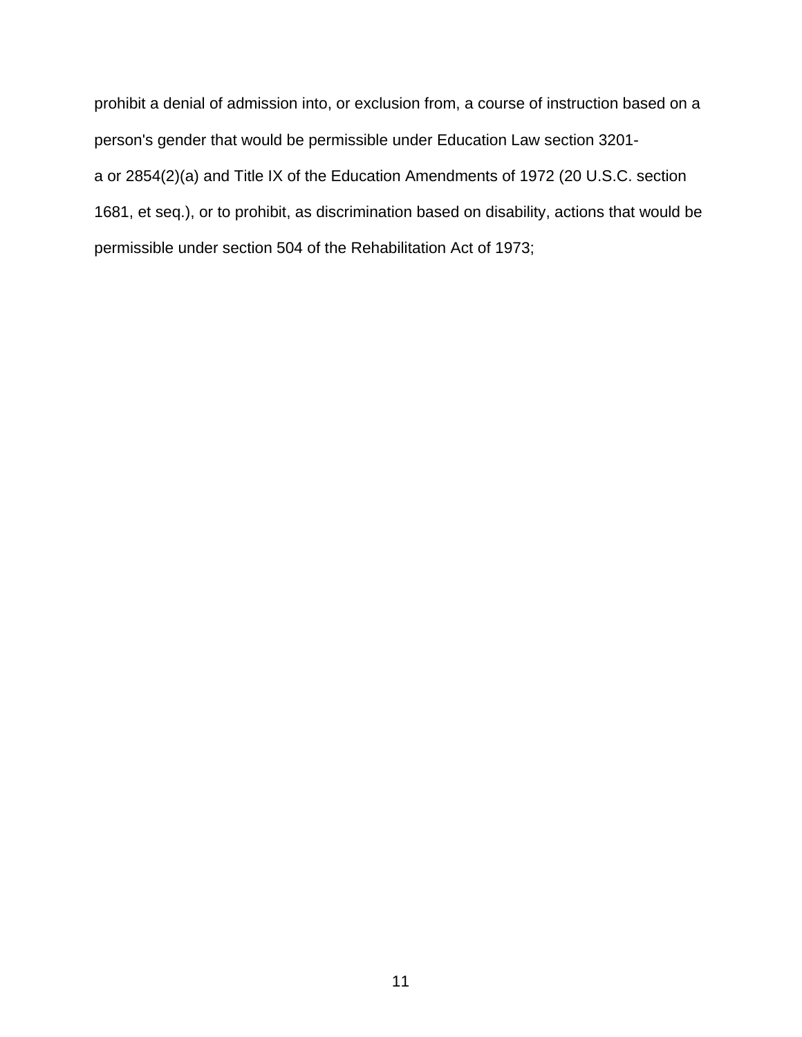prohibit a denial of admission into, or exclusion from, a course of instruction based on a person's gender that would be permissible under Education Law section 3201-a or 2854(2)(a) and Title IX of the Education Amendments of 1972 (20 U.S.C. section 1681, et seq.), or to prohibit, as discrimination based on disability, actions that would be permissible under section 504 of the Rehabilitation Act of 1973;